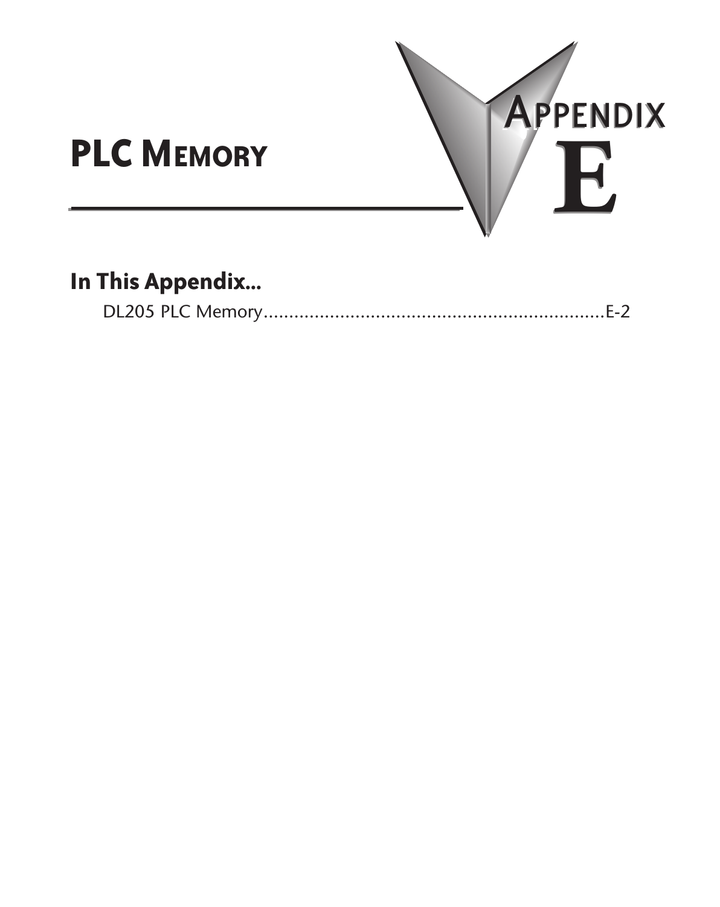# PLC MEMORY

APPENDIX E

## In This Appendix...

DL205 PLC Memory......................................................................E-2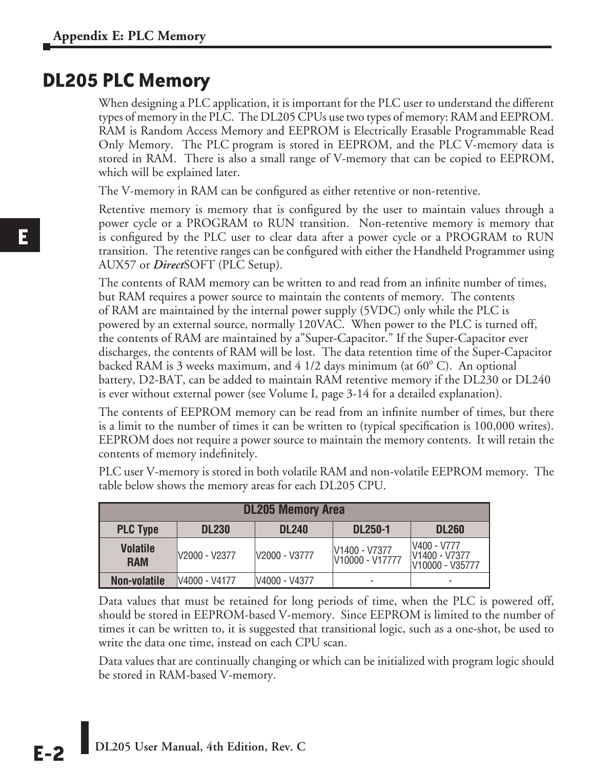# DL205 PLC Memory

When designing a PLC application, it is important for the PLC user to understand the different types of memory in the PLC. The DL205 CPUs use two types of memory: RAM and EEPROM. RAM is Random Access Memory and EEPROM is Electrically Erasable Programmable Read Only Memory. The PLC program is stored in EEPROM, and the PLC V-memory data is stored in RAM. There is also a small range of V-memory that can be copied to EEPROM, which will be explained later.

The V-memory in RAM can be configured as either retentive or non-retentive.

Retentive memory is memory that is configured by the user to maintain values through a power cycle or a PROGRAM to RUN transition. Non-retentive memory is memory that is configured by the PLC user to clear data after a power cycle or a PROGRAM to RUN transition. The retentive ranges can be configured with either the Handheld Programmer using AUX57 or ***Direct***SOFT (PLC Setup).

The contents of RAM memory can be written to and read from an infinite number of times, but RAM requires a power source to maintain the contents of memory. The contents of RAM are maintained by the internal power supply (5VDC) only while the PLC is powered by an external source, normally 120VAC. When power to the PLC is turned off, the contents of RAM are maintained by a"Super-Capacitor." If the Super-Capacitor ever discharges, the contents of RAM will be lost. The data retention time of the Super-Capacitor backed RAM is 3 weeks maximum, and 4 1/2 days minimum (at 60° C). An optional battery, D2-BAT, can be added to maintain RAM retentive memory if the DL230 or DL240 is ever without external power (see Volume I, page 3-14 for a detailed explanation).

The contents of EEPROM memory can be read from an infinite number of times, but there is a limit to the number of times it can be written to (typical specification is 100,000 writes). EEPROM does not require a power source to maintain the memory contents. It will retain the contents of memory indefinitely.

PLC user V-memory is stored in both volatile RAM and non-volatile EEPROM memory. The table below shows the memory areas for each DL205 CPU.

| DL205 Memory Area | | | | |
|---|---|---|---|---|
| **PLC Type** | **DL230** | **DL240** | **DL250-1** | **DL260** |
| **Volatile RAM** | V2000 - V2377 | V2000 - V3777 | V1400 - V7377<br>V10000 - V17777 | V400 - V777<br>V1400 - V7377<br>V10000 - V35777 |
| **Non-volatile** | V4000 - V4177 | V4000 - V4377 | - | - |

Data values that must be retained for long periods of time, when the PLC is powered off, should be stored in EEPROM-based V-memory. Since EEPROM is limited to the number of times it can be written to, it is suggested that transitional logic, such as a one-shot, be used to write the data one time, instead on each CPU scan.

Data values that are continually changing or which can be initialized with program logic should be stored in RAM-based V-memory.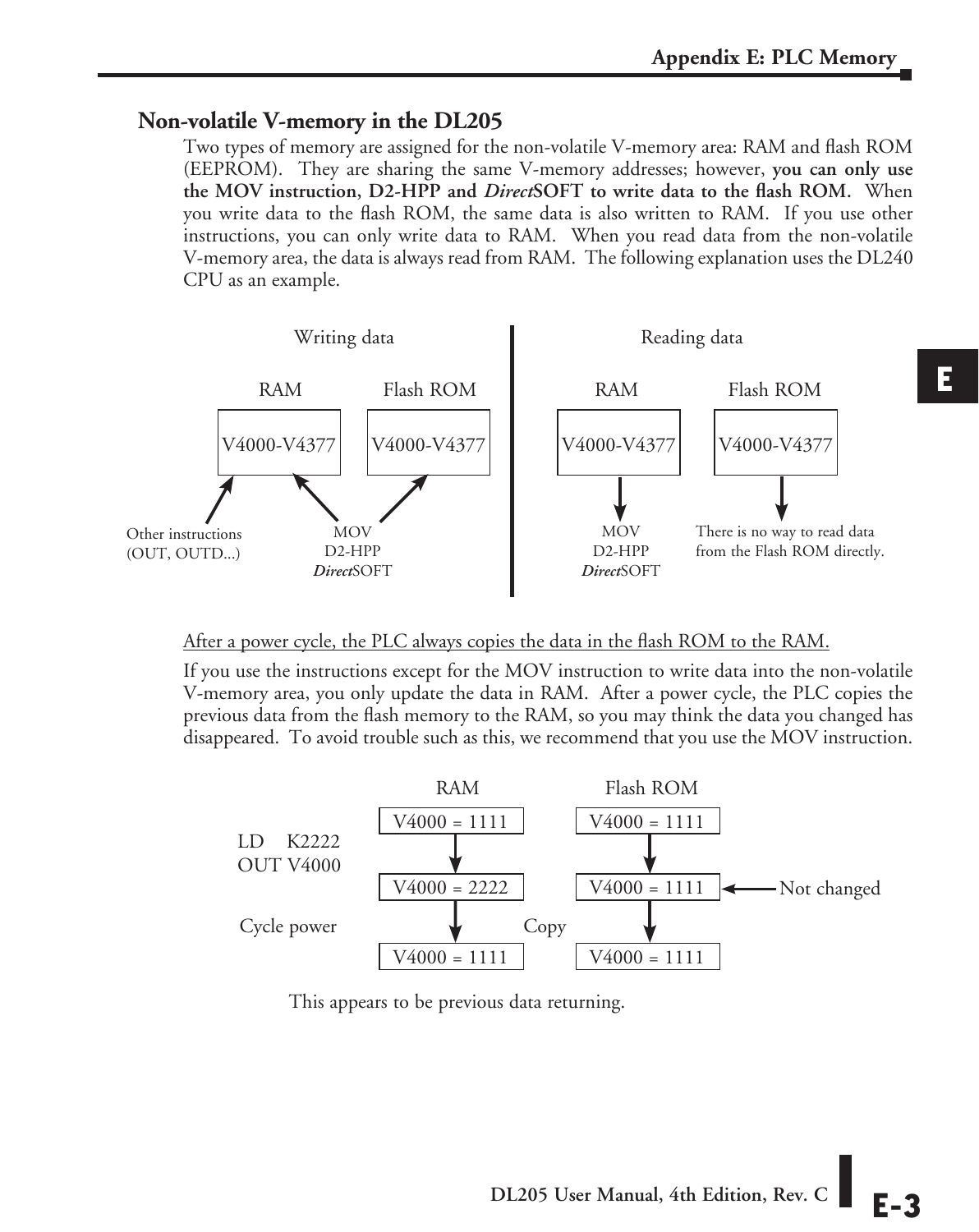## Non-volatile V-memory in the DL205

Two types of memory are assigned for the non-volatile V-memory area: RAM and flash ROM (EEPROM). They are sharing the same V-memory addresses; however, **you can only use the MOV instruction, D2-HPP and *Direct*SOFT to write data to the flash ROM.** When you write data to the flash ROM, the same data is also written to RAM. If you use other instructions, you can only write data to RAM. When you read data from the non-volatile V-memory area, the data is always read from RAM. The following explanation uses the DL240 CPU as an example.

Writing data

RAM: V4000-V4377 — Flash ROM: V4000-V4377

Other instructions (OUT, OUTD...) → RAM

MOV, D2-HPP, *Direct*SOFT → RAM and Flash ROM

Reading data

RAM: V4000-V4377 → MOV, D2-HPP, *Direct*SOFT

Flash ROM: V4000-V4377 → There is no way to read data from the Flash ROM directly.

After a power cycle, the PLC always copies the data in the flash ROM to the RAM.

If you use the instructions except for the MOV instruction to write data into the non-volatile V-memory area, you only update the data in RAM. After a power cycle, the PLC copies the previous data from the flash memory to the RAM, so you may think the data you changed has disappeared. To avoid trouble such as this, we recommend that you use the MOV instruction.

| | RAM | Flash ROM | |
|---|---|---|---|
| | V4000 = 1111 | V4000 = 1111 | |
| LD K2222<br>OUT V4000 | V4000 = 2222 | V4000 = 1111 | ← Not changed |
| Cycle power | V4000 = 1111 | ← Copy ← V4000 = 1111 | |

This appears to be previous data returning.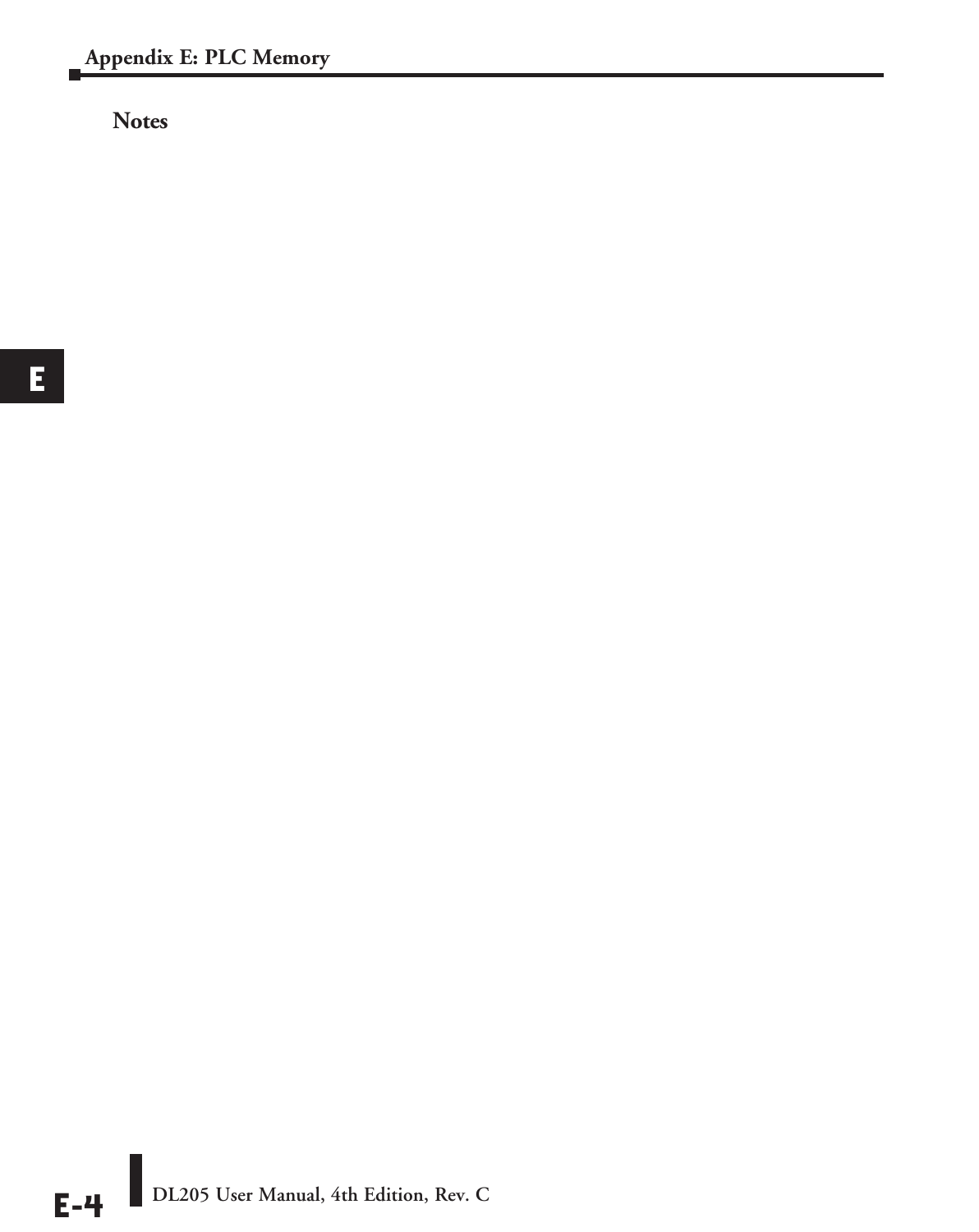**Notes**